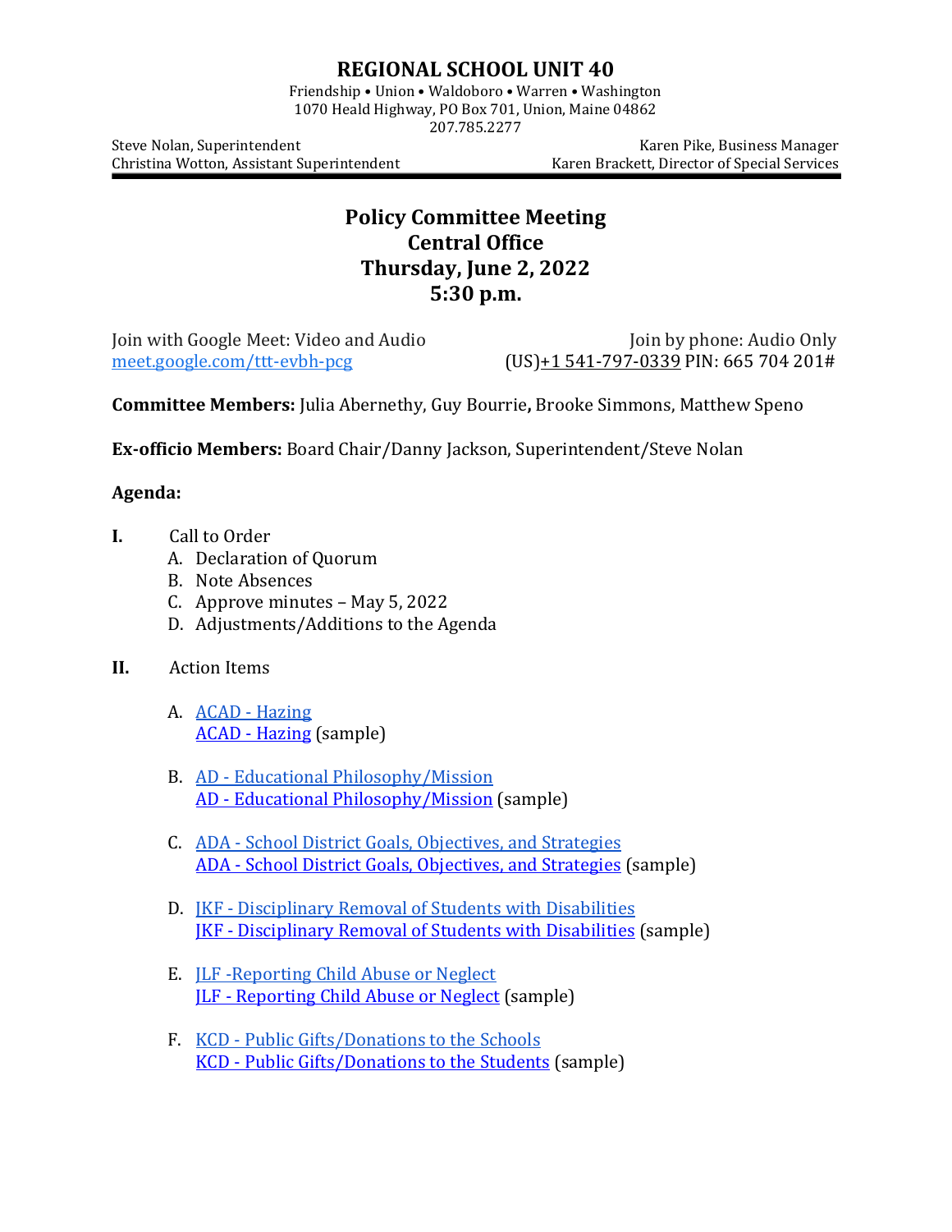# REGIONAL SCHOOL UNIT 40

Friendship • Union • Waldoboro • Warren • Washington
1070 Heald Highway, PO Box 701, Union, Maine 04862
207.785.2277

Steve Nolan, Superintendent
Christina Wotton, Assistant Superintendent

Karen Pike, Business Manager
Karen Brackett, Director of Special Services

## Policy Committee Meeting
## Central Office
## Thursday, June 2, 2022
## 5:30 p.m.

Join with Google Meet: Video and Audio
meet.google.com/ttt-evbh-pcg

Join by phone: Audio Only
(US)+1 541-797-0339 PIN: 665 704 201#

**Committee Members:** Julia Abernethy, Guy Bourrie**,** Brooke Simmons, Matthew Speno

**Ex-officio Members:** Board Chair/Danny Jackson, Superintendent/Steve Nolan

**Agenda:**

**I.** Call to Order
- A. Declaration of Quorum
- B. Note Absences
- C. Approve minutes – May 5, 2022
- D. Adjustments/Additions to the Agenda

**II.** Action Items

- A. ACAD - Hazing
  ACAD - Hazing (sample)

- B. AD - Educational Philosophy/Mission
  AD - Educational Philosophy/Mission (sample)

- C. ADA - School District Goals, Objectives, and Strategies
  ADA - School District Goals, Objectives, and Strategies (sample)

- D. JKF - Disciplinary Removal of Students with Disabilities
  JKF - Disciplinary Removal of Students with Disabilities (sample)

- E. JLF -Reporting Child Abuse or Neglect
  JLF - Reporting Child Abuse or Neglect (sample)

- F. KCD - Public Gifts/Donations to the Schools
  KCD - Public Gifts/Donations to the Students (sample)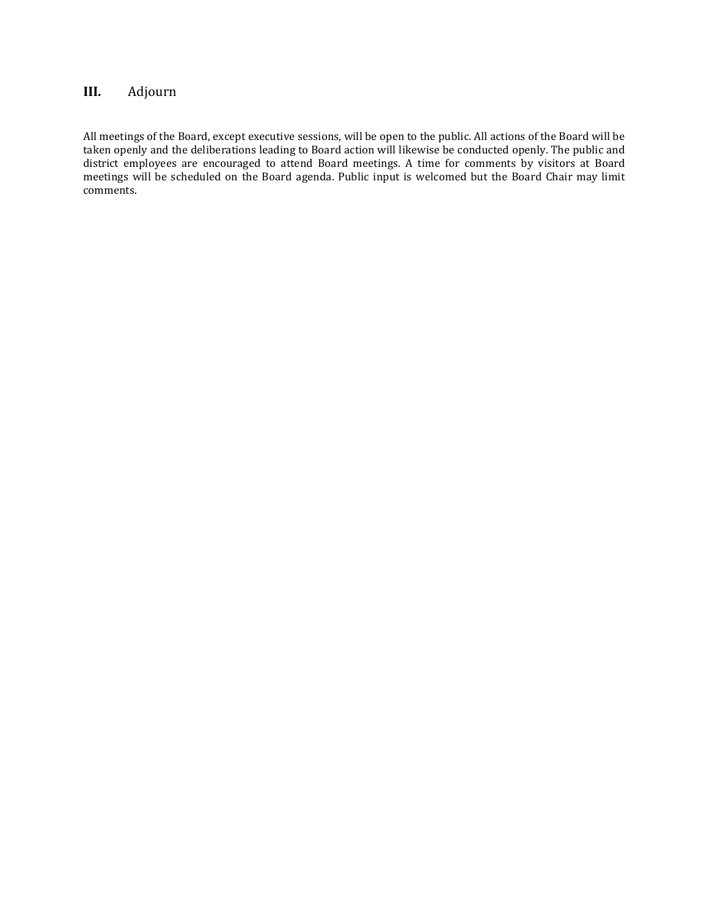**III.** Adjourn

All meetings of the Board, except executive sessions, will be open to the public. All actions of the Board will be taken openly and the deliberations leading to Board action will likewise be conducted openly. The public and district employees are encouraged to attend Board meetings. A time for comments by visitors at Board meetings will be scheduled on the Board agenda. Public input is welcomed but the Board Chair may limit comments.